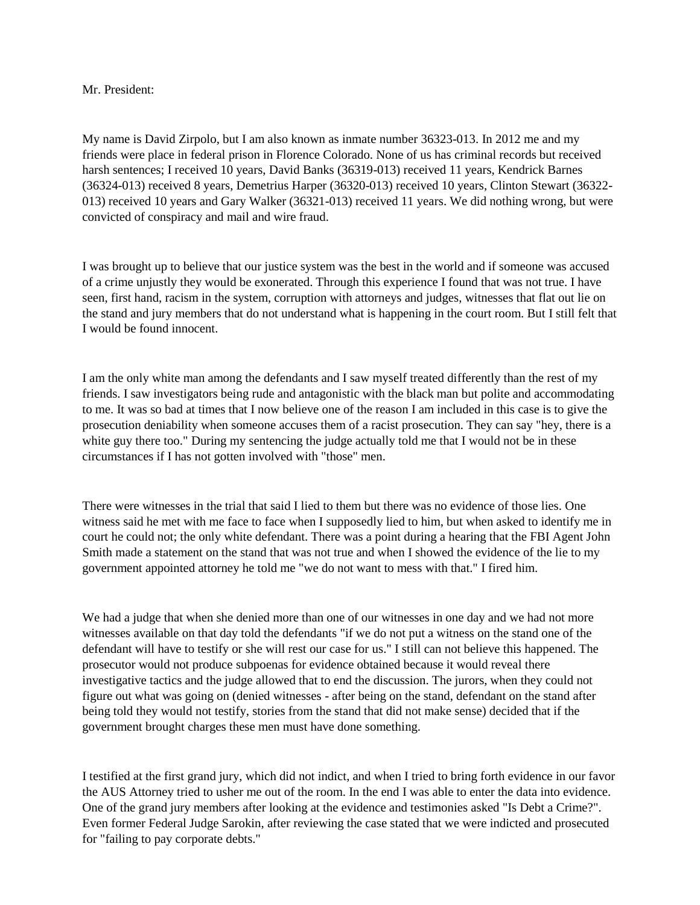Mr. President:

My name is David Zirpolo, but I am also known as inmate number 36323-013. In 2012 me and my friends were place in federal prison in Florence Colorado. None of us has criminal records but received harsh sentences; I received 10 years, David Banks (36319-013) received 11 years, Kendrick Barnes (36324-013) received 8 years, Demetrius Harper (36320-013) received 10 years, Clinton Stewart (36322-013) received 10 years and Gary Walker (36321-013) received 11 years. We did nothing wrong, but were convicted of conspiracy and mail and wire fraud.

I was brought up to believe that our justice system was the best in the world and if someone was accused of a crime unjustly they would be exonerated. Through this experience I found that was not true. I have seen, first hand, racism in the system, corruption with attorneys and judges, witnesses that flat out lie on the stand and jury members that do not understand what is happening in the court room. But I still felt that I would be found innocent.

I am the only white man among the defendants and I saw myself treated differently than the rest of my friends. I saw investigators being rude and antagonistic with the black man but polite and accommodating to me. It was so bad at times that I now believe one of the reason I am included in this case is to give the prosecution deniability when someone accuses them of a racist prosecution. They can say "hey, there is a white guy there too." During my sentencing the judge actually told me that I would not be in these circumstances if I has not gotten involved with "those" men.

There were witnesses in the trial that said I lied to them but there was no evidence of those lies. One witness said he met with me face to face when I supposedly lied to him, but when asked to identify me in court he could not; the only white defendant. There was a point during a hearing that the FBI Agent John Smith made a statement on the stand that was not true and when I showed the evidence of the lie to my government appointed attorney he told me "we do not want to mess with that." I fired him.

We had a judge that when she denied more than one of our witnesses in one day and we had not more witnesses available on that day told the defendants "if we do not put a witness on the stand one of the defendant will have to testify or she will rest our case for us." I still can not believe this happened. The prosecutor would not produce subpoenas for evidence obtained because it would reveal there investigative tactics and the judge allowed that to end the discussion. The jurors, when they could not figure out what was going on (denied witnesses - after being on the stand, defendant on the stand after being told they would not testify, stories from the stand that did not make sense) decided that if the government brought charges these men must have done something.

I testified at the first grand jury, which did not indict, and when I tried to bring forth evidence in our favor the AUS Attorney tried to usher me out of the room. In the end I was able to enter the data into evidence. One of the grand jury members after looking at the evidence and testimonies asked "Is Debt a Crime?". Even former Federal Judge Sarokin, after reviewing the case stated that we were indicted and prosecuted for "failing to pay corporate debts."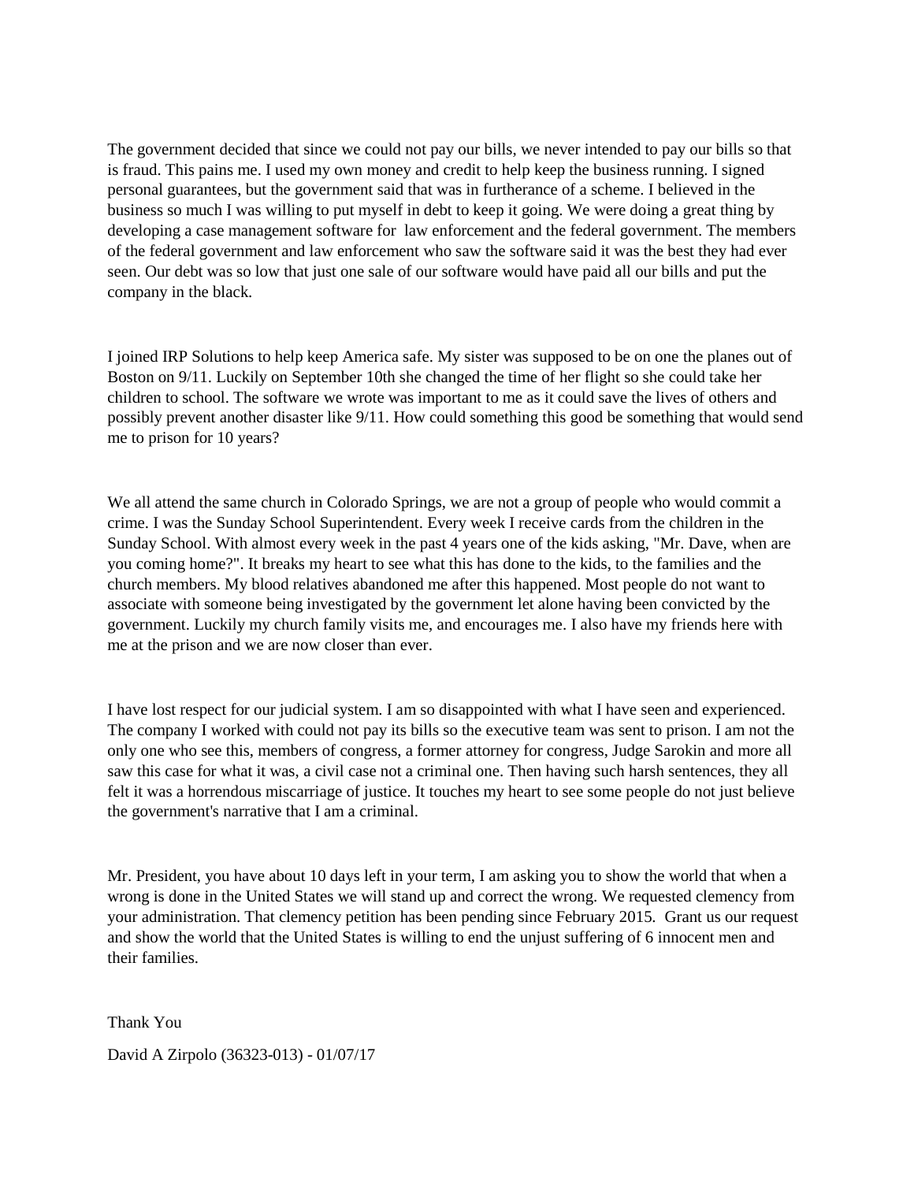The government decided that since we could not pay our bills, we never intended to pay our bills so that is fraud. This pains me. I used my own money and credit to help keep the business running. I signed personal guarantees, but the government said that was in furtherance of a scheme. I believed in the business so much I was willing to put myself in debt to keep it going. We were doing a great thing by developing a case management software for law enforcement and the federal government. The members of the federal government and law enforcement who saw the software said it was the best they had ever seen. Our debt was so low that just one sale of our software would have paid all our bills and put the company in the black.

I joined IRP Solutions to help keep America safe. My sister was supposed to be on one the planes out of Boston on 9/11. Luckily on September 10th she changed the time of her flight so she could take her children to school. The software we wrote was important to me as it could save the lives of others and possibly prevent another disaster like 9/11. How could something this good be something that would send me to prison for 10 years?

We all attend the same church in Colorado Springs, we are not a group of people who would commit a crime. I was the Sunday School Superintendent. Every week I receive cards from the children in the Sunday School. With almost every week in the past 4 years one of the kids asking, "Mr. Dave, when are you coming home?". It breaks my heart to see what this has done to the kids, to the families and the church members. My blood relatives abandoned me after this happened. Most people do not want to associate with someone being investigated by the government let alone having been convicted by the government. Luckily my church family visits me, and encourages me. I also have my friends here with me at the prison and we are now closer than ever.

I have lost respect for our judicial system. I am so disappointed with what I have seen and experienced. The company I worked with could not pay its bills so the executive team was sent to prison. I am not the only one who see this, members of congress, a former attorney for congress, Judge Sarokin and more all saw this case for what it was, a civil case not a criminal one. Then having such harsh sentences, they all felt it was a horrendous miscarriage of justice. It touches my heart to see some people do not just believe the government's narrative that I am a criminal.

Mr. President, you have about 10 days left in your term, I am asking you to show the world that when a wrong is done in the United States we will stand up and correct the wrong. We requested clemency from your administration. That clemency petition has been pending since February 2015. Grant us our request and show the world that the United States is willing to end the unjust suffering of 6 innocent men and their families.

Thank You

David A Zirpolo (36323-013) - 01/07/17